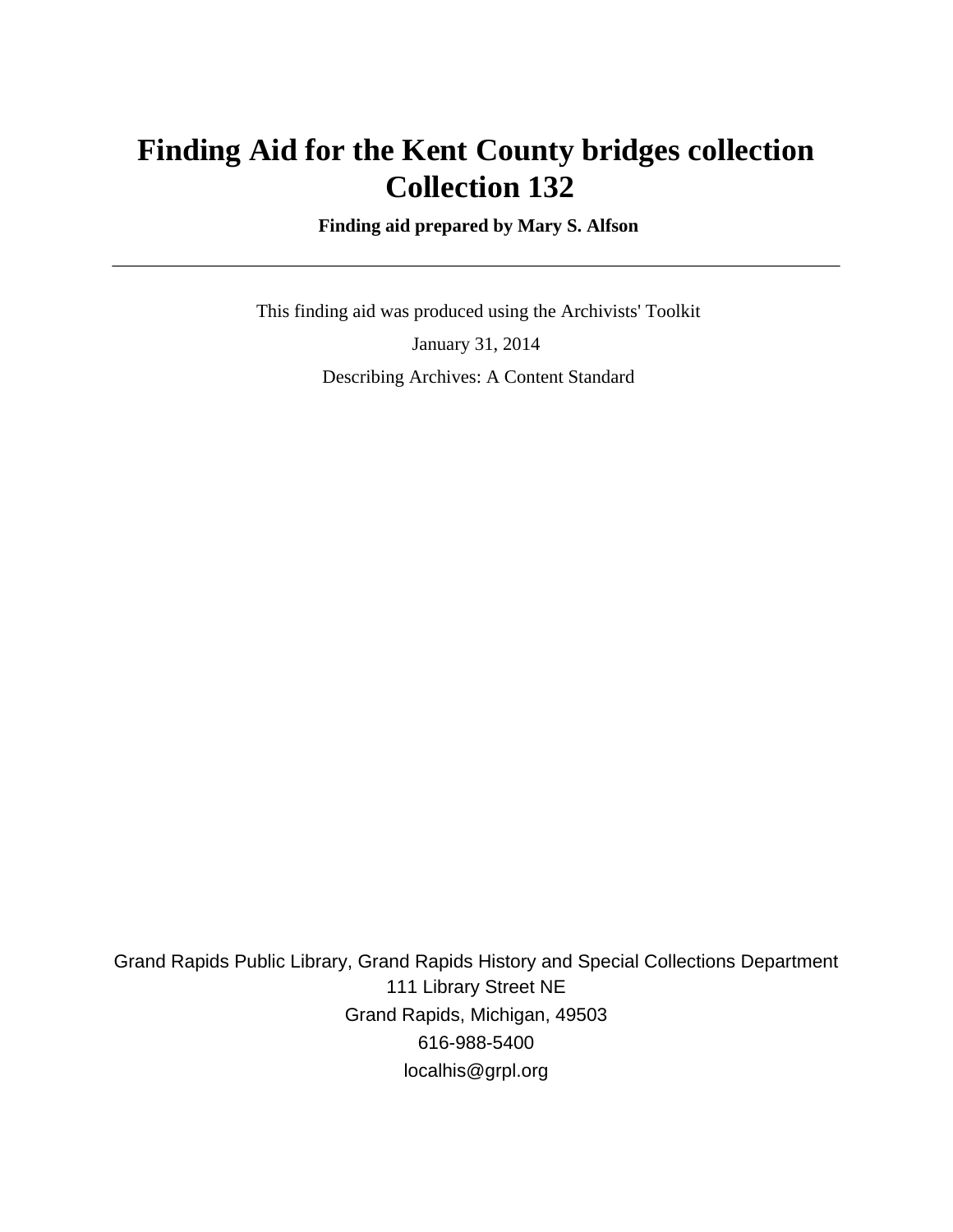# Finding Aid for the Kent County bridges collection Collection 132

**Finding aid prepared by Mary S. Alfson**

---

This finding aid was produced using the Archivists' Toolkit

January 31, 2014

Describing Archives: A Content Standard

Grand Rapids Public Library, Grand Rapids History and Special Collections Department
111 Library Street NE
Grand Rapids, Michigan, 49503
616-988-5400
localhis@grpl.org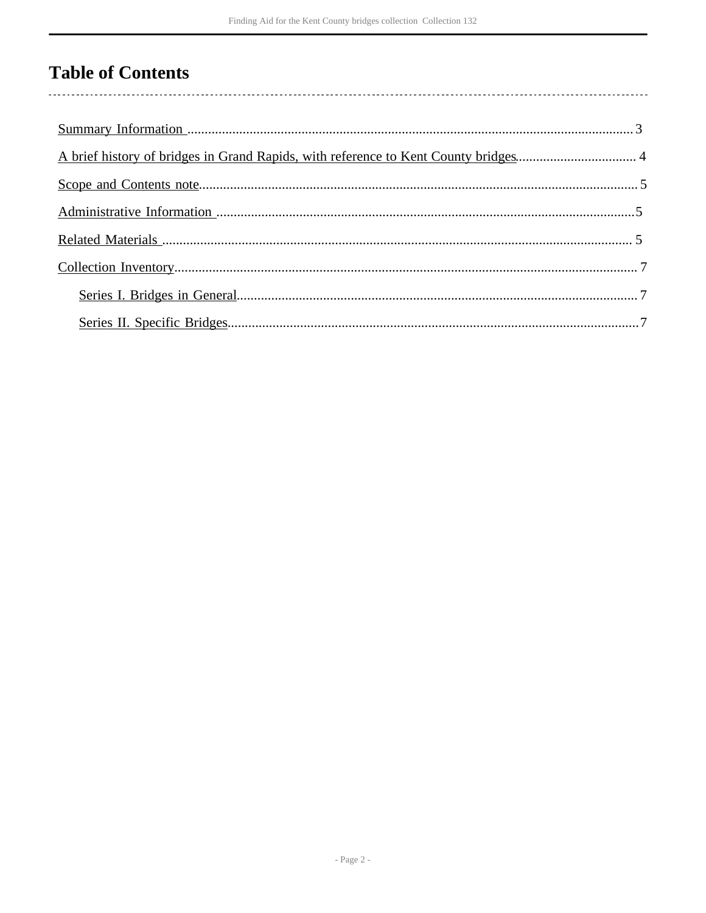# Table of Contents

Summary Information ........................................................................................................ 3

A brief history of bridges in Grand Rapids, with reference to Kent County bridges.................................. 4

Scope and Contents note........................................................................................................ 5

Administrative Information ........................................................................................................ 5

Related Materials ........................................................................................................ 5

Collection Inventory........................................................................................................ 7

- Series I. Bridges in General........................................................................................................ 7
- Series II. Specific Bridges........................................................................................................ 7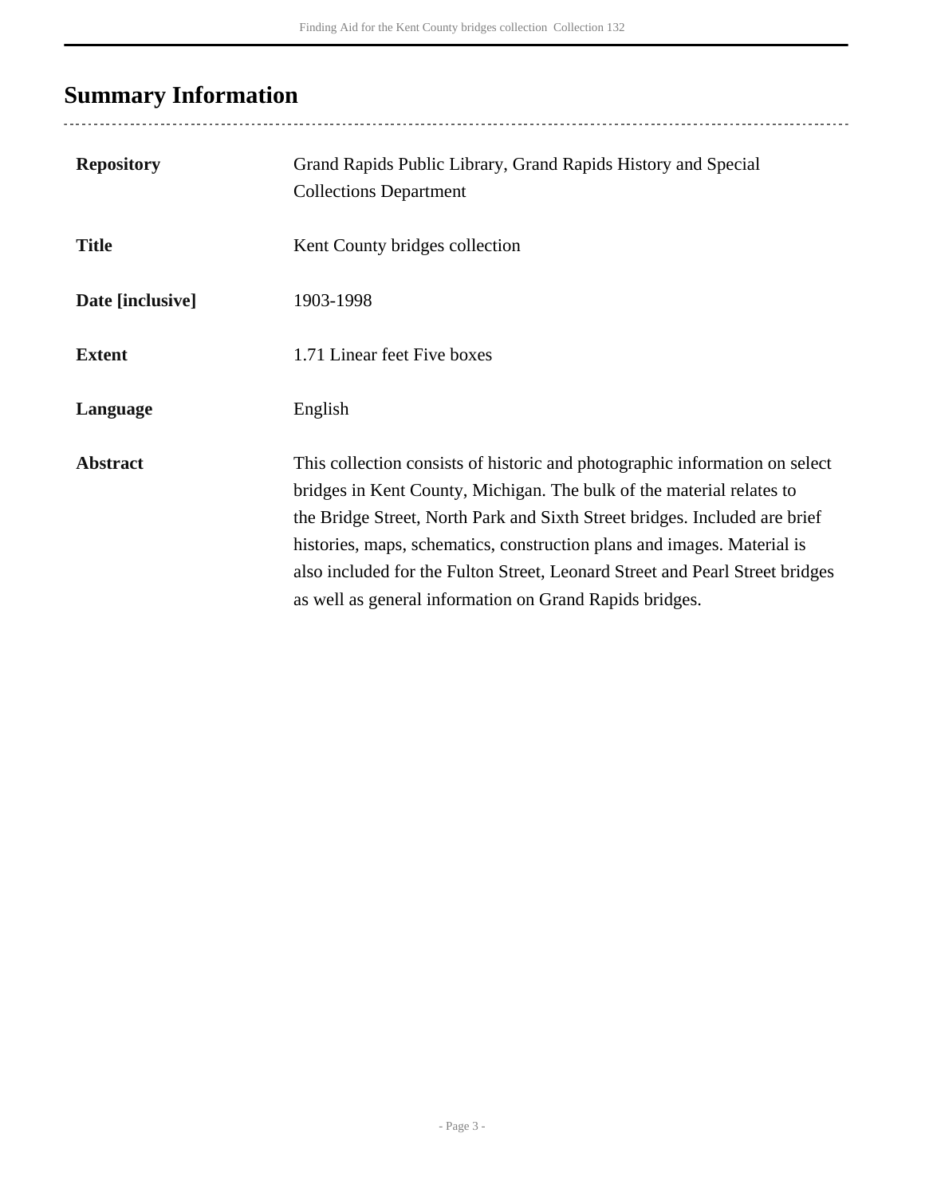## Summary Information

| | |
|---|---|
| **Repository** | Grand Rapids Public Library, Grand Rapids History and Special Collections Department |
| **Title** | Kent County bridges collection |
| **Date [inclusive]** | 1903-1998 |
| **Extent** | 1.71 Linear feet Five boxes |
| **Language** | English |
| **Abstract** | This collection consists of historic and photographic information on select bridges in Kent County, Michigan. The bulk of the material relates to the Bridge Street, North Park and Sixth Street bridges. Included are brief histories, maps, schematics, construction plans and images. Material is also included for the Fulton Street, Leonard Street and Pearl Street bridges as well as general information on Grand Rapids bridges. |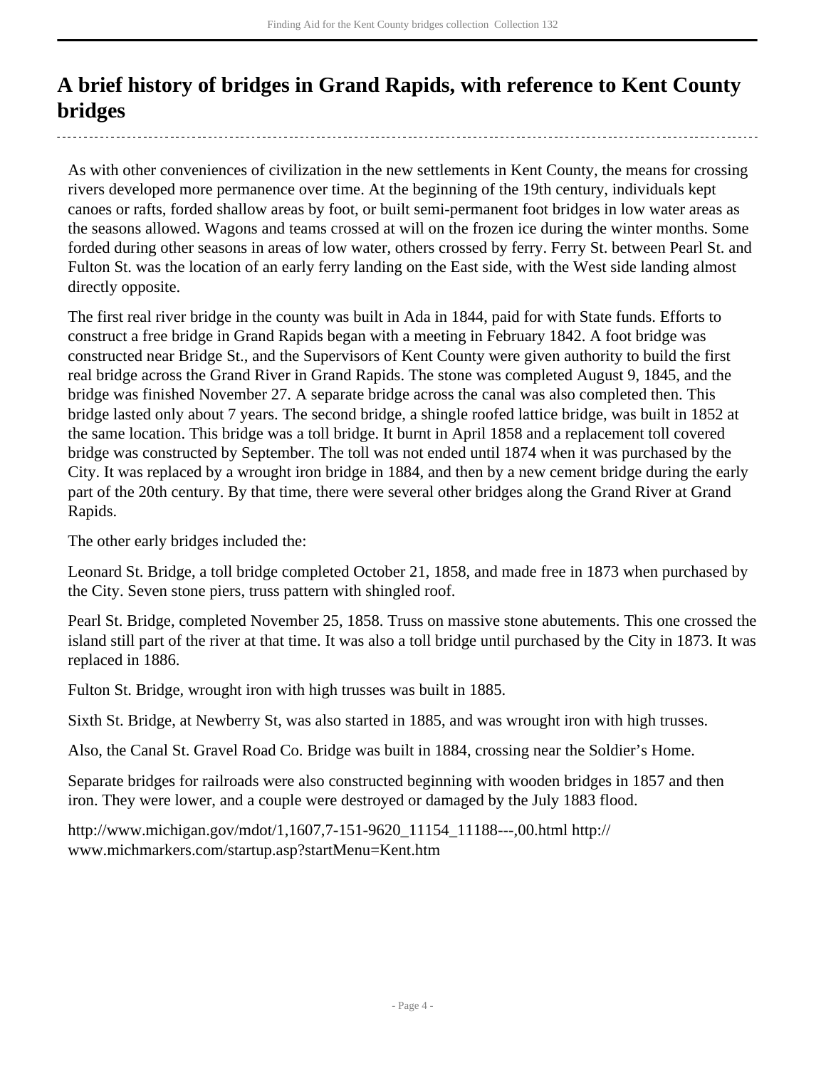# A brief history of bridges in Grand Rapids, with reference to Kent County bridges

As with other conveniences of civilization in the new settlements in Kent County, the means for crossing rivers developed more permanence over time. At the beginning of the 19th century, individuals kept canoes or rafts, forded shallow areas by foot, or built semi-permanent foot bridges in low water areas as the seasons allowed. Wagons and teams crossed at will on the frozen ice during the winter months. Some forded during other seasons in areas of low water, others crossed by ferry. Ferry St. between Pearl St. and Fulton St. was the location of an early ferry landing on the East side, with the West side landing almost directly opposite.

The first real river bridge in the county was built in Ada in 1844, paid for with State funds. Efforts to construct a free bridge in Grand Rapids began with a meeting in February 1842. A foot bridge was constructed near Bridge St., and the Supervisors of Kent County were given authority to build the first real bridge across the Grand River in Grand Rapids. The stone was completed August 9, 1845, and the bridge was finished November 27. A separate bridge across the canal was also completed then. This bridge lasted only about 7 years. The second bridge, a shingle roofed lattice bridge, was built in 1852 at the same location. This bridge was a toll bridge. It burnt in April 1858 and a replacement toll covered bridge was constructed by September. The toll was not ended until 1874 when it was purchased by the City. It was replaced by a wrought iron bridge in 1884, and then by a new cement bridge during the early part of the 20th century. By that time, there were several other bridges along the Grand River at Grand Rapids.

The other early bridges included the:

Leonard St. Bridge, a toll bridge completed October 21, 1858, and made free in 1873 when purchased by the City. Seven stone piers, truss pattern with shingled roof.

Pearl St. Bridge, completed November 25, 1858. Truss on massive stone abutements. This one crossed the island still part of the river at that time. It was also a toll bridge until purchased by the City in 1873. It was replaced in 1886.

Fulton St. Bridge, wrought iron with high trusses was built in 1885.

Sixth St. Bridge, at Newberry St, was also started in 1885, and was wrought iron with high trusses.

Also, the Canal St. Gravel Road Co. Bridge was built in 1884, crossing near the Soldier's Home.

Separate bridges for railroads were also constructed beginning with wooden bridges in 1857 and then iron. They were lower, and a couple were destroyed or damaged by the July 1883 flood.

http://www.michigan.gov/mdot/1,1607,7-151-9620_11154_11188---,00.html http://www.michmarkers.com/startup.asp?startMenu=Kent.htm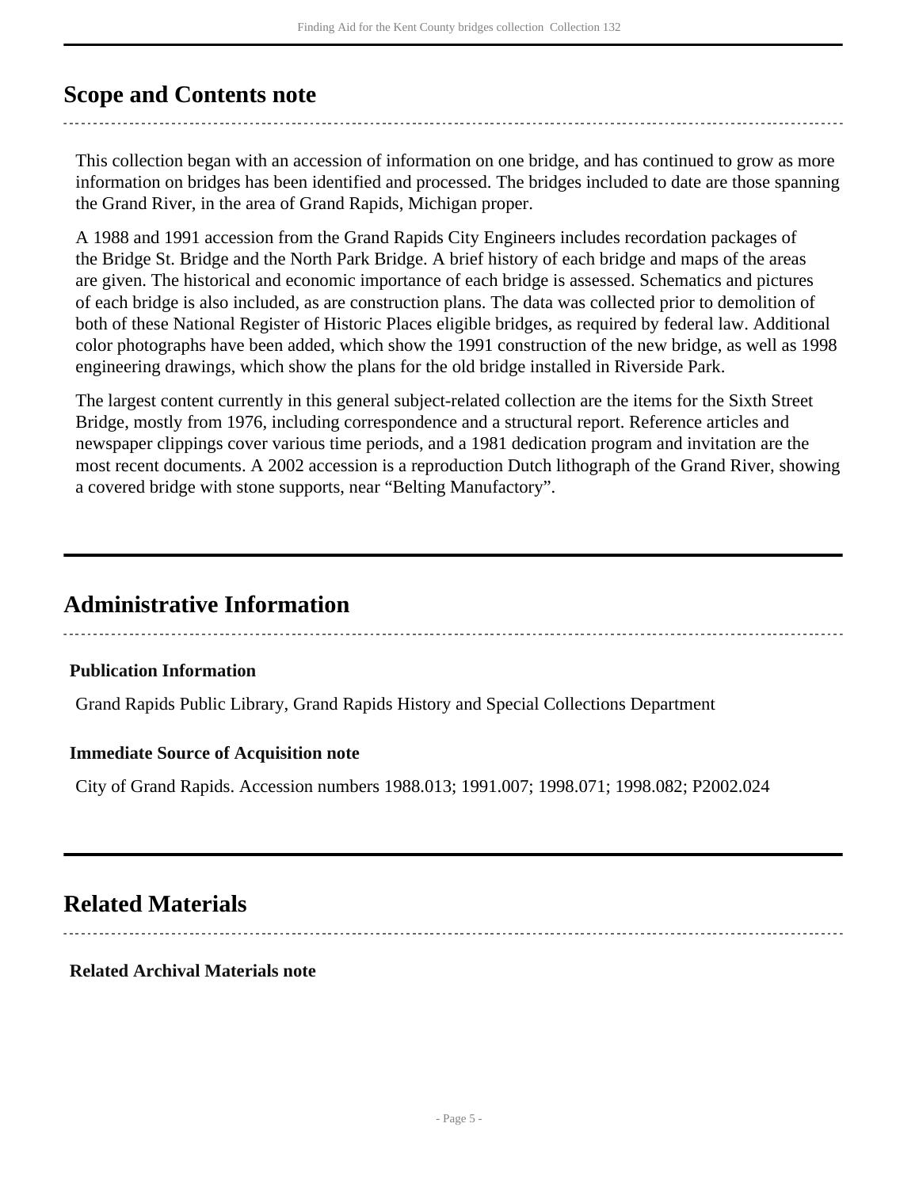## Scope and Contents note

This collection began with an accession of information on one bridge, and has continued to grow as more information on bridges has been identified and processed. The bridges included to date are those spanning the Grand River, in the area of Grand Rapids, Michigan proper.

A 1988 and 1991 accession from the Grand Rapids City Engineers includes recordation packages of the Bridge St. Bridge and the North Park Bridge. A brief history of each bridge and maps of the areas are given. The historical and economic importance of each bridge is assessed. Schematics and pictures of each bridge is also included, as are construction plans. The data was collected prior to demolition of both of these National Register of Historic Places eligible bridges, as required by federal law. Additional color photographs have been added, which show the 1991 construction of the new bridge, as well as 1998 engineering drawings, which show the plans for the old bridge installed in Riverside Park.

The largest content currently in this general subject-related collection are the items for the Sixth Street Bridge, mostly from 1976, including correspondence and a structural report. Reference articles and newspaper clippings cover various time periods, and a 1981 dedication program and invitation are the most recent documents. A 2002 accession is a reproduction Dutch lithograph of the Grand River, showing a covered bridge with stone supports, near “Belting Manufactory”.

## Administrative Information

### Publication Information

Grand Rapids Public Library, Grand Rapids History and Special Collections Department

### Immediate Source of Acquisition note

City of Grand Rapids. Accession numbers 1988.013; 1991.007; 1998.071; 1998.082; P2002.024

## Related Materials

### Related Archival Materials note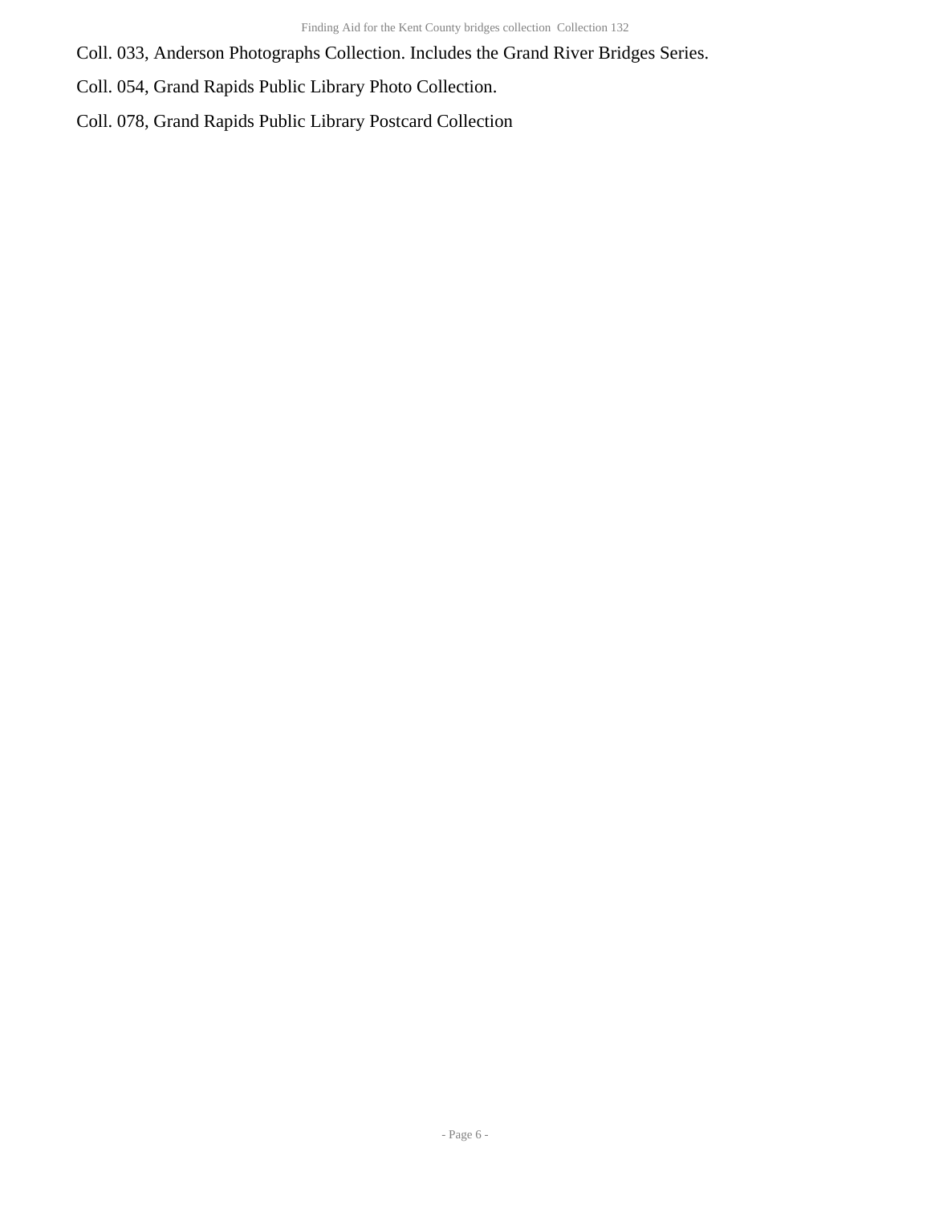Coll. 033, Anderson Photographs Collection. Includes the Grand River Bridges Series.

Coll. 054, Grand Rapids Public Library Photo Collection.

Coll. 078, Grand Rapids Public Library Postcard Collection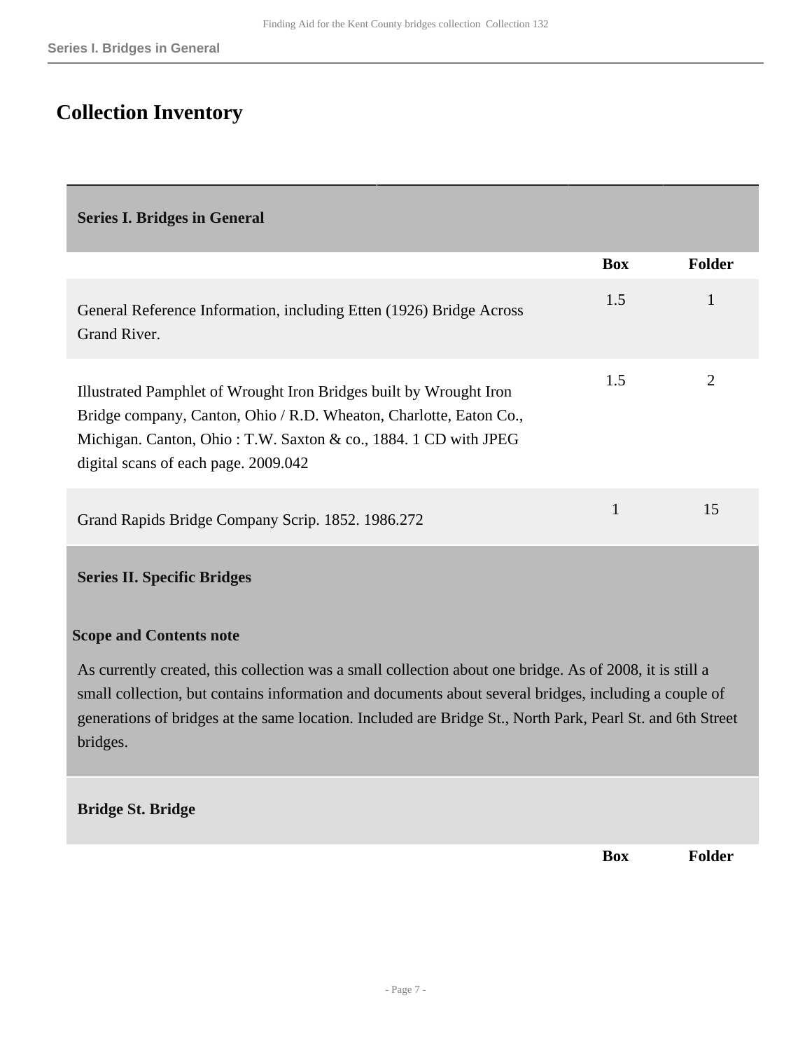## Collection Inventory

### Series I. Bridges in General

| | Box | Folder |
|---|---|---|
| General Reference Information, including Etten (1926) Bridge Across Grand River. | 1.5 | 1 |
| Illustrated Pamphlet of Wrought Iron Bridges built by Wrought Iron Bridge company, Canton, Ohio / R.D. Wheaton, Charlotte, Eaton Co., Michigan. Canton, Ohio : T.W. Saxton & co., 1884. 1 CD with JPEG digital scans of each page. 2009.042 | 1.5 | 2 |
| Grand Rapids Bridge Company Scrip. 1852. 1986.272 | 1 | 15 |

### Series II. Specific Bridges

**Scope and Contents note**

As currently created, this collection was a small collection about one bridge. As of 2008, it is still a small collection, but contains information and documents about several bridges, including a couple of generations of bridges at the same location. Included are Bridge St., North Park, Pearl St. and 6th Street bridges.

#### Bridge St. Bridge

| | Box | Folder |
|---|---|---|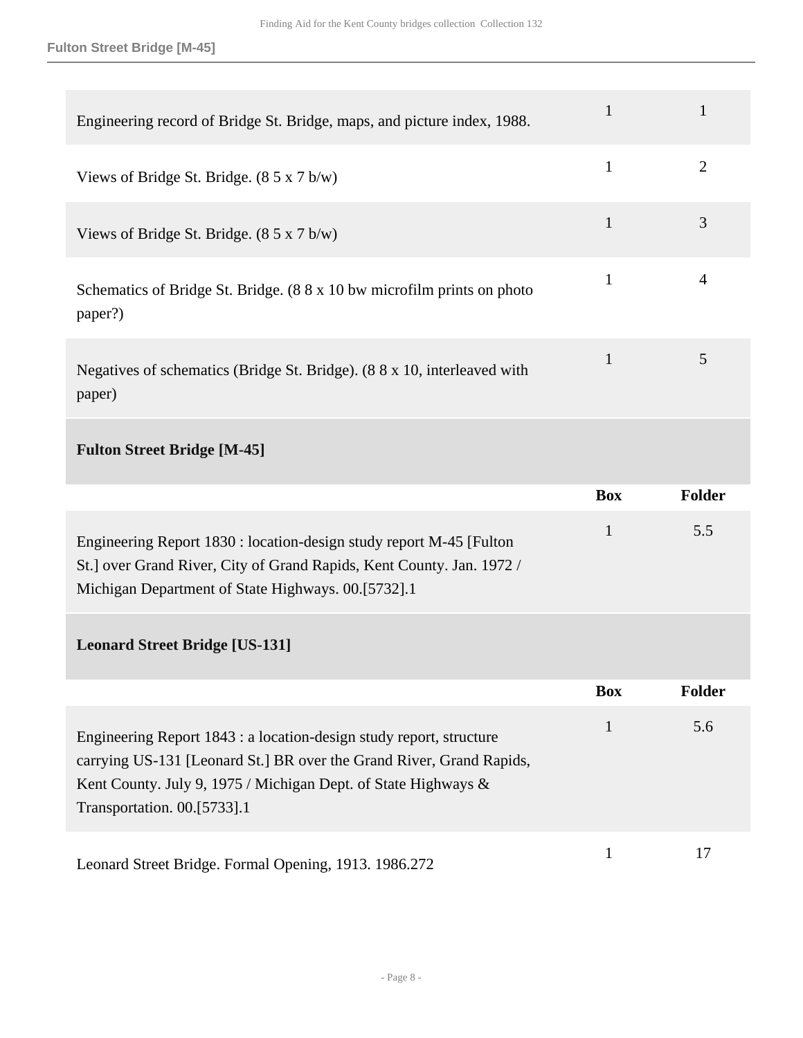| | Box | Folder |
|---|---|---|
| Engineering record of Bridge St. Bridge, maps, and picture index, 1988. | 1 | 1 |
| Views of Bridge St. Bridge. (8 5 x 7 b/w) | 1 | 2 |
| Views of Bridge St. Bridge. (8 5 x 7 b/w) | 1 | 3 |
| Schematics of Bridge St. Bridge. (8 8 x 10 bw microfilm prints on photo paper?) | 1 | 4 |
| Negatives of schematics (Bridge St. Bridge). (8 8 x 10, interleaved with paper) | 1 | 5 |

### Fulton Street Bridge [M-45]

| | Box | Folder |
|---|---|---|
| Engineering Report 1830 : location-design study report M-45 [Fulton St.] over Grand River, City of Grand Rapids, Kent County. Jan. 1972 / Michigan Department of State Highways. 00.[5732].1 | 1 | 5.5 |

### Leonard Street Bridge [US-131]

| | Box | Folder |
|---|---|---|
| Engineering Report 1843 : a location-design study report, structure carrying US-131 [Leonard St.] BR over the Grand River, Grand Rapids, Kent County. July 9, 1975 / Michigan Dept. of State Highways & Transportation. 00.[5733].1 | 1 | 5.6 |
| Leonard Street Bridge. Formal Opening, 1913. 1986.272 | 1 | 17 |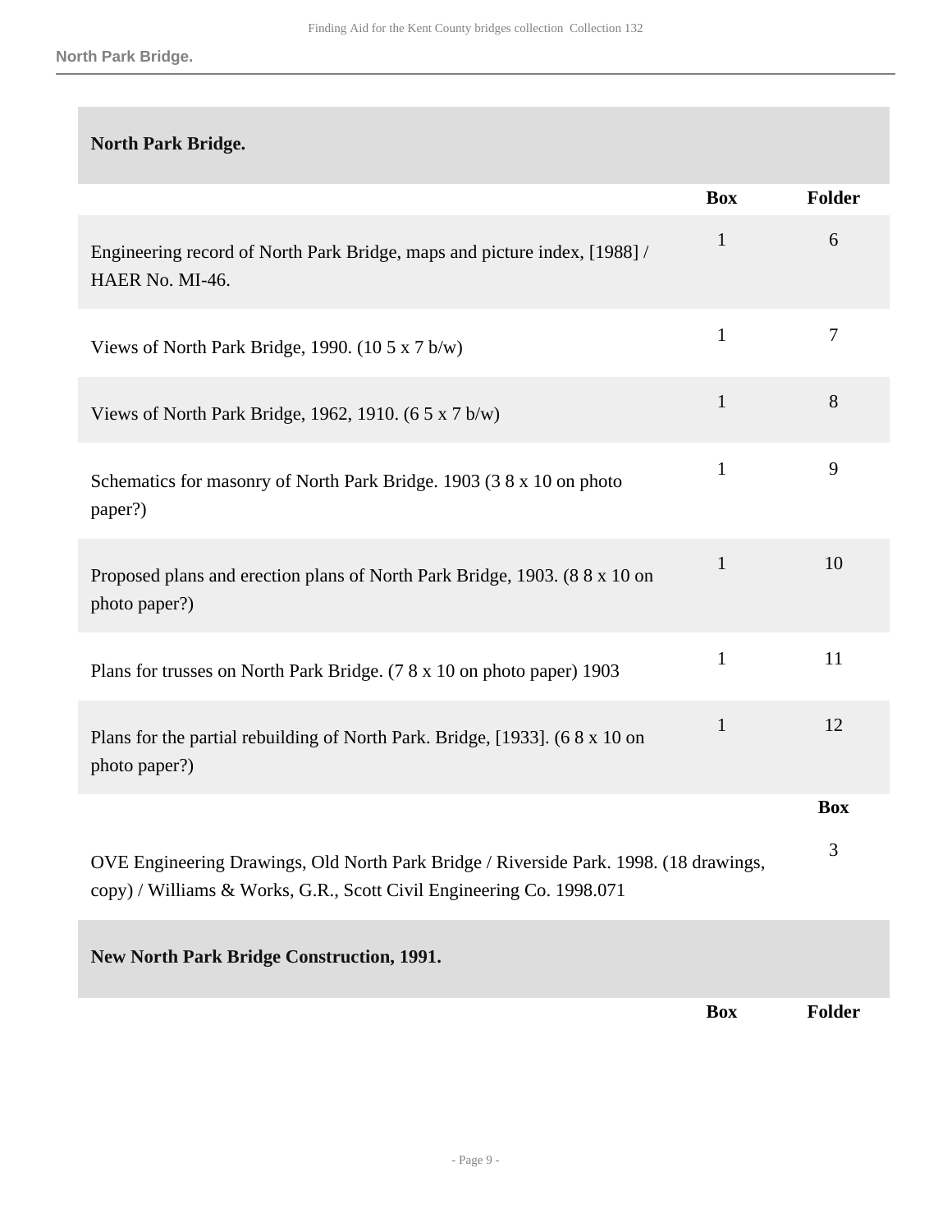## North Park Bridge.

| | Box | Folder |
|---|---|---|
| Engineering record of North Park Bridge, maps and picture index, [1988] / HAER No. MI-46. | 1 | 6 |
| Views of North Park Bridge, 1990. (10 5 x 7 b/w) | 1 | 7 |
| Views of North Park Bridge, 1962, 1910. (6 5 x 7 b/w) | 1 | 8 |
| Schematics for masonry of North Park Bridge. 1903 (3 8 x 10 on photo paper?) | 1 | 9 |
| Proposed plans and erection plans of North Park Bridge, 1903. (8 8 x 10 on photo paper?) | 1 | 10 |
| Plans for trusses on North Park Bridge. (7 8 x 10 on photo paper) 1903 | 1 | 11 |
| Plans for the partial rebuilding of North Park. Bridge, [1933]. (6 8 x 10 on photo paper?) | 1 | 12 |

| | Box |
|---|---|
| OVE Engineering Drawings, Old North Park Bridge / Riverside Park. 1998. (18 drawings, copy) / Williams & Works, G.R., Scott Civil Engineering Co. 1998.071 | 3 |

## New North Park Bridge Construction, 1991.

| | Box | Folder |
|---|---|---|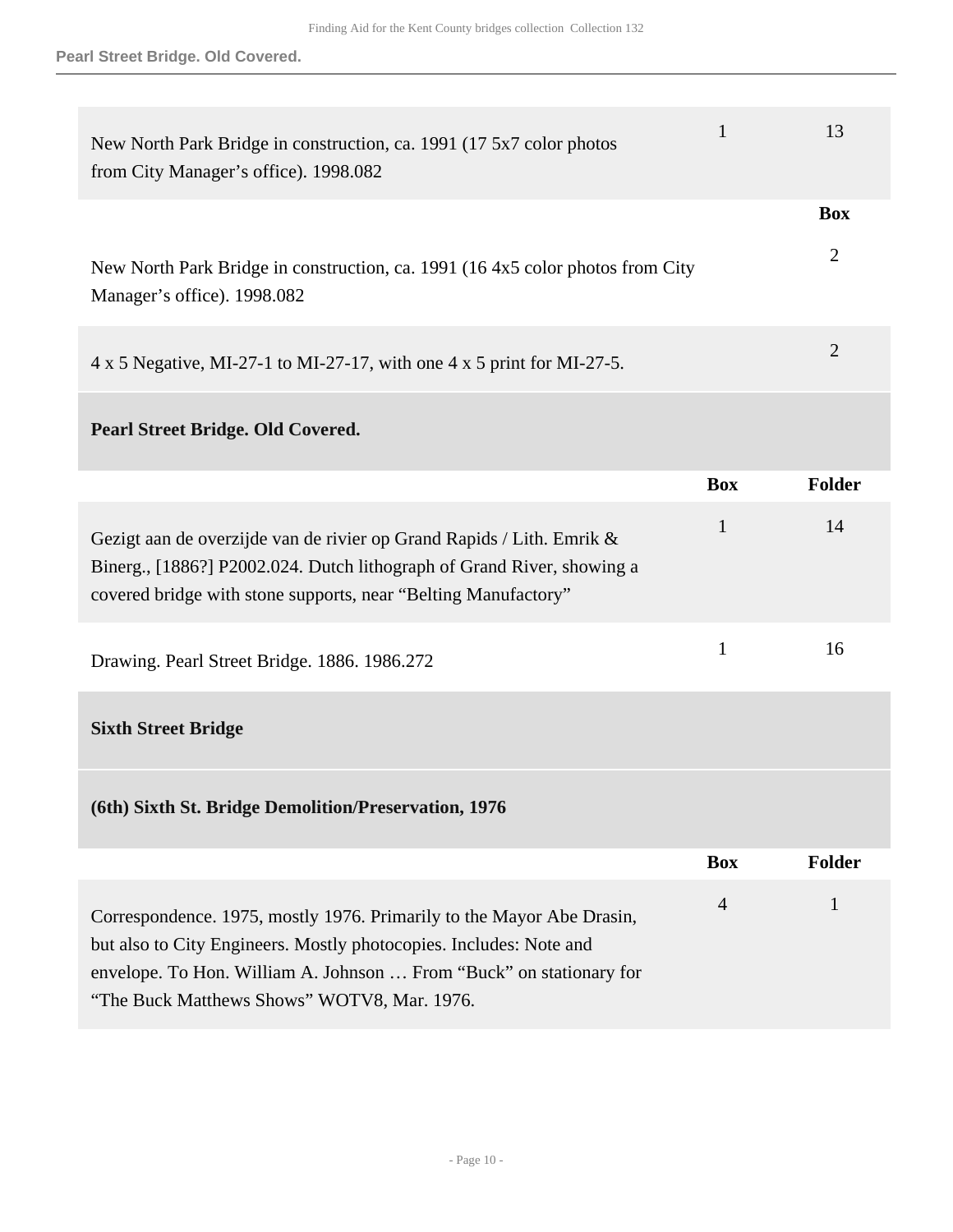| | Box | Folder |
|---|---|---|
| New North Park Bridge in construction, ca. 1991 (17 5x7 color photos from City Manager's office). 1998.082 | 1 | 13 |

| | Box |
|---|---|
| New North Park Bridge in construction, ca. 1991 (16 4x5 color photos from City Manager's office). 1998.082 | 2 |
| 4 x 5 Negative, MI-27-1 to MI-27-17, with one 4 x 5 print for MI-27-5. | 2 |

### Pearl Street Bridge. Old Covered.

| | Box | Folder |
|---|---|---|
| Gezigt aan de overzijde van de rivier op Grand Rapids / Lith. Emrik & Binerg., [1886?] P2002.024. Dutch lithograph of Grand River, showing a covered bridge with stone supports, near "Belting Manufactory" | 1 | 14 |
| Drawing. Pearl Street Bridge. 1886. 1986.272 | 1 | 16 |

### Sixth Street Bridge

#### (6th) Sixth St. Bridge Demolition/Preservation, 1976

| | Box | Folder |
|---|---|---|
| Correspondence. 1975, mostly 1976. Primarily to the Mayor Abe Drasin, but also to City Engineers. Mostly photocopies. Includes: Note and envelope. To Hon. William A. Johnson … From "Buck" on stationary for "The Buck Matthews Shows" WOTV8, Mar. 1976. | 4 | 1 |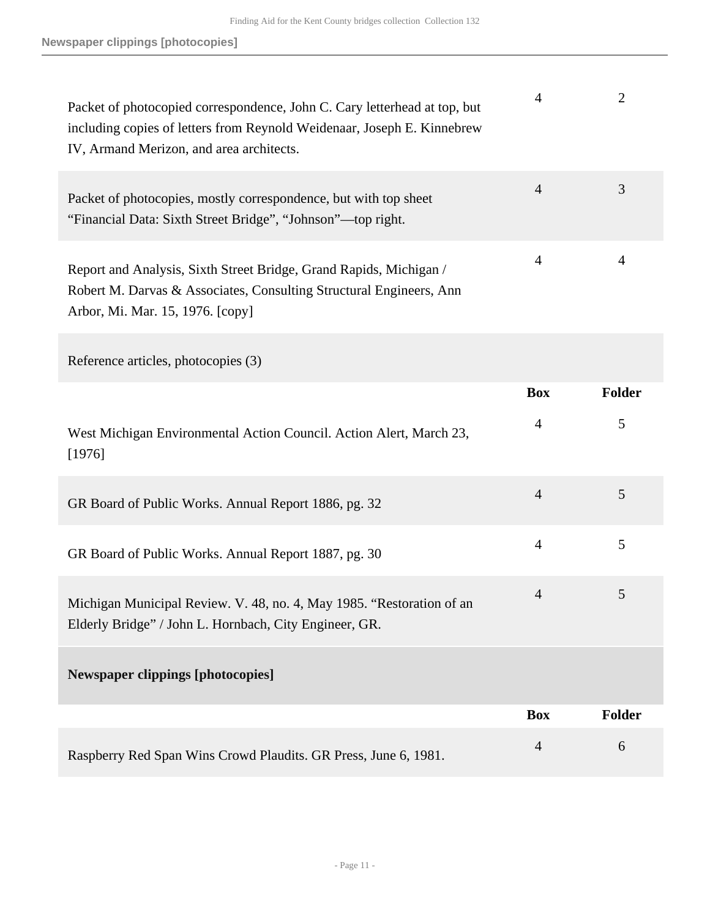| | Box | Folder |
|---|---|---|
| Packet of photocopied correspondence, John C. Cary letterhead at top, but including copies of letters from Reynold Weidenaar, Joseph E. Kinnebrew IV, Armand Merizon, and area architects. | 4 | 2 |
| Packet of photocopies, mostly correspondence, but with top sheet "Financial Data: Sixth Street Bridge", "Johnson"—top right. | 4 | 3 |
| Report and Analysis, Sixth Street Bridge, Grand Rapids, Michigan / Robert M. Darvas & Associates, Consulting Structural Engineers, Ann Arbor, Mi. Mar. 15, 1976. [copy] | 4 | 4 |

Reference articles, photocopies (3)

| | Box | Folder |
|---|---|---|
| West Michigan Environmental Action Council. Action Alert, March 23, [1976] | 4 | 5 |
| GR Board of Public Works. Annual Report 1886, pg. 32 | 4 | 5 |
| GR Board of Public Works. Annual Report 1887, pg. 30 | 4 | 5 |
| Michigan Municipal Review. V. 48, no. 4, May 1985. "Restoration of an Elderly Bridge" / John L. Hornbach, City Engineer, GR. | 4 | 5 |

**Newspaper clippings [photocopies]**

| | Box | Folder |
|---|---|---|
| Raspberry Red Span Wins Crowd Plaudits. GR Press, June 6, 1981. | 4 | 6 |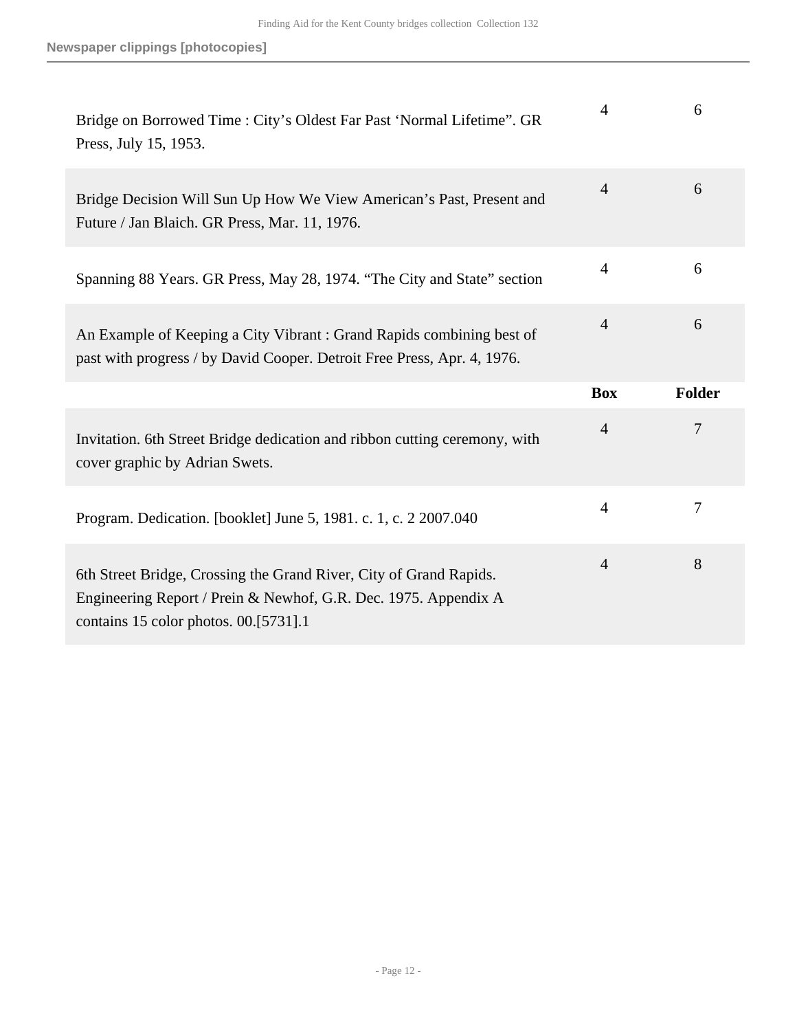## Newspaper clippings [photocopies]

| | Box | Folder |
|---|---|---|
| Bridge on Borrowed Time : City's Oldest Far Past 'Normal Lifetime". GR Press, July 15, 1953. | 4 | 6 |
| Bridge Decision Will Sun Up How We View American's Past, Present and Future / Jan Blaich. GR Press, Mar. 11, 1976. | 4 | 6 |
| Spanning 88 Years. GR Press, May 28, 1974. "The City and State" section | 4 | 6 |
| An Example of Keeping a City Vibrant : Grand Rapids combining best of past with progress / by David Cooper. Detroit Free Press, Apr. 4, 1976. | 4 | 6 |

| | Box | Folder |
|---|---|---|
| Invitation. 6th Street Bridge dedication and ribbon cutting ceremony, with cover graphic by Adrian Swets. | 4 | 7 |
| Program. Dedication. [booklet] June 5, 1981. c. 1, c. 2 2007.040 | 4 | 7 |
| 6th Street Bridge, Crossing the Grand River, City of Grand Rapids. Engineering Report / Prein & Newhof, G.R. Dec. 1975. Appendix A contains 15 color photos. 00.[5731].1 | 4 | 8 |